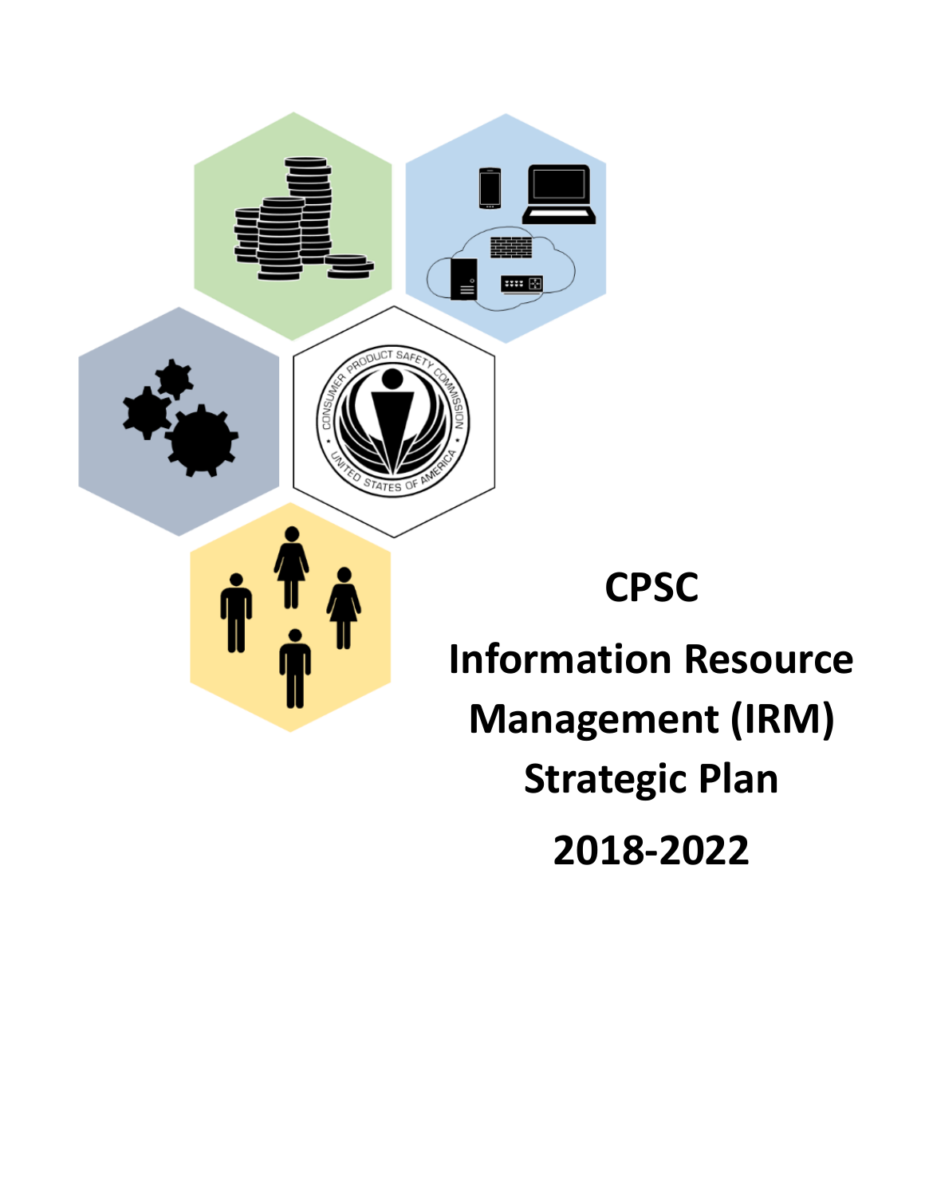# CPSC

# Information Resource Management (IRM) Strategic Plan

# 2018-2022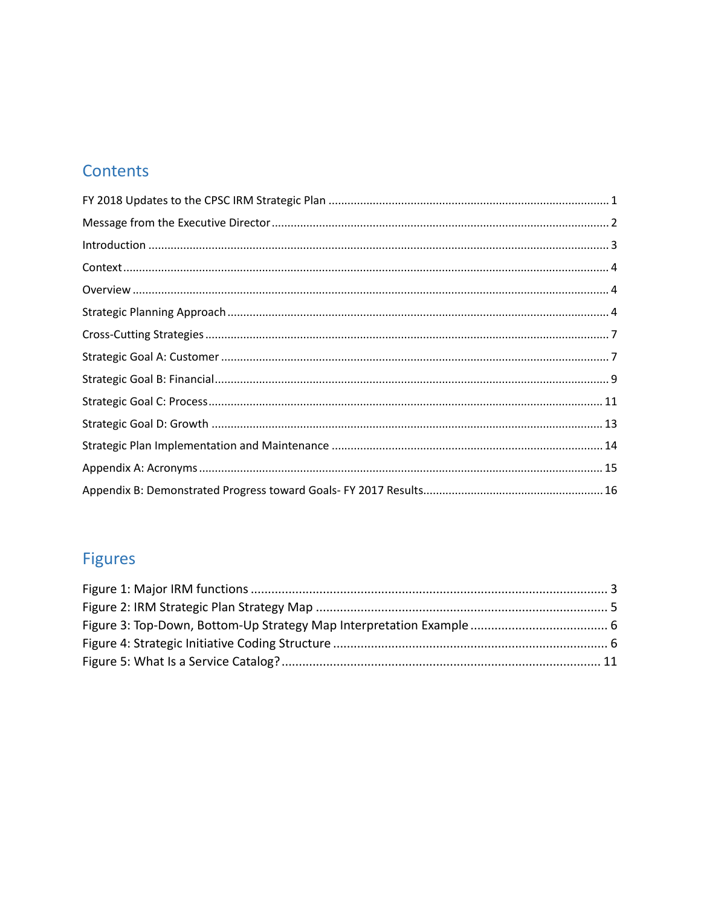## Contents

FY 2018 Updates to the CPSC IRM Strategic Plan ........................................ 1

Message from the Executive Director ........................................ 2

Introduction ........................................ 3

Context ........................................ 4

Overview ........................................ 4

Strategic Planning Approach ........................................ 4

Cross-Cutting Strategies ........................................ 7

Strategic Goal A: Customer ........................................ 7

Strategic Goal B: Financial ........................................ 9

Strategic Goal C: Process ........................................ 11

Strategic Goal D: Growth ........................................ 13

Strategic Plan Implementation and Maintenance ........................................ 14

Appendix A: Acronyms ........................................ 15

Appendix B: Demonstrated Progress toward Goals- FY 2017 Results ........................................ 16

## Figures

Figure 1: Major IRM functions ........................................ 3

Figure 2: IRM Strategic Plan Strategy Map ........................................ 5

Figure 3: Top-Down, Bottom-Up Strategy Map Interpretation Example ........................................ 6

Figure 4: Strategic Initiative Coding Structure ........................................ 6

Figure 5: What Is a Service Catalog? ........................................ 11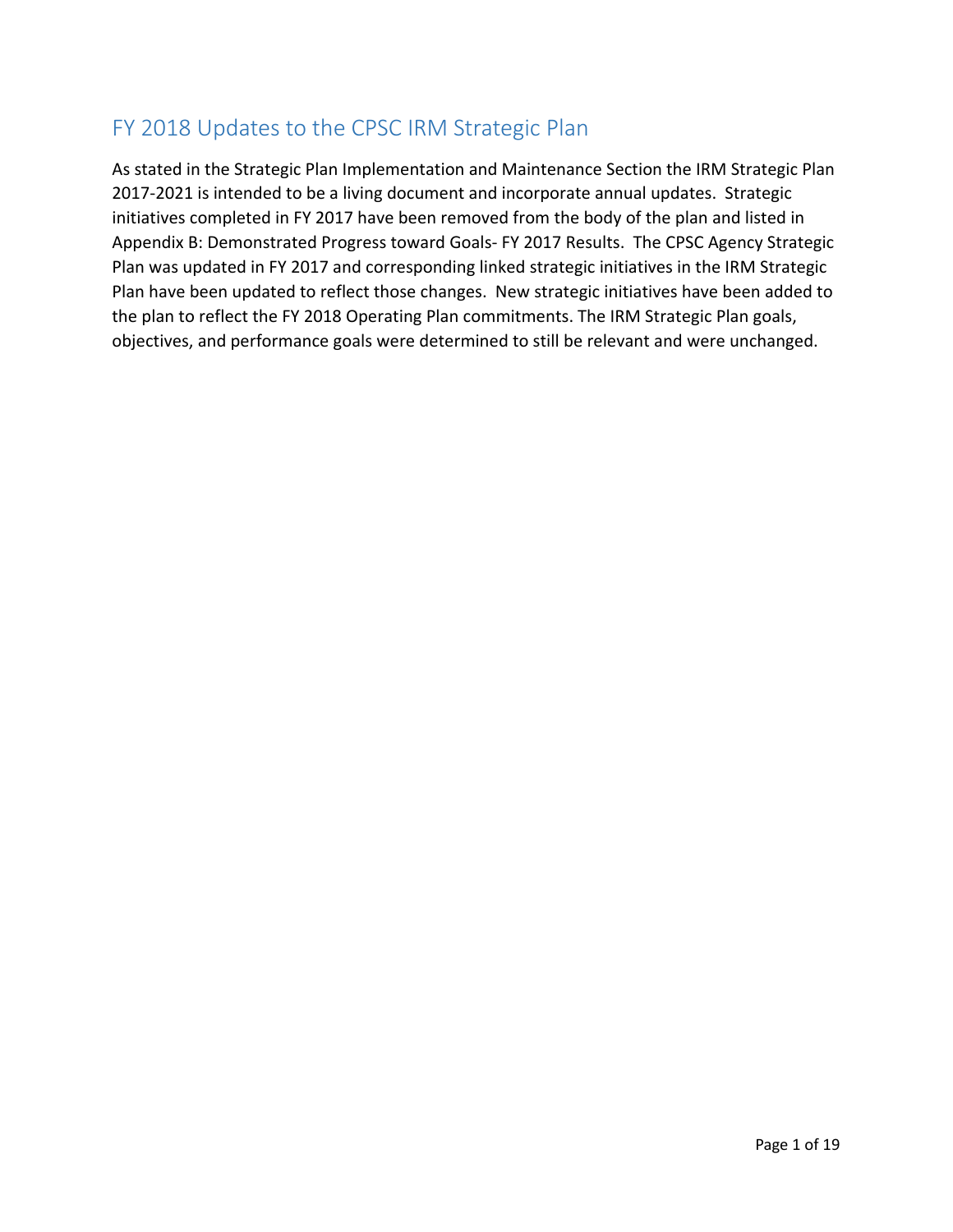## FY 2018 Updates to the CPSC IRM Strategic Plan

As stated in the Strategic Plan Implementation and Maintenance Section the IRM Strategic Plan 2017-2021 is intended to be a living document and incorporate annual updates. Strategic initiatives completed in FY 2017 have been removed from the body of the plan and listed in Appendix B: Demonstrated Progress toward Goals- FY 2017 Results. The CPSC Agency Strategic Plan was updated in FY 2017 and corresponding linked strategic initiatives in the IRM Strategic Plan have been updated to reflect those changes. New strategic initiatives have been added to the plan to reflect the FY 2018 Operating Plan commitments. The IRM Strategic Plan goals, objectives, and performance goals were determined to still be relevant and were unchanged.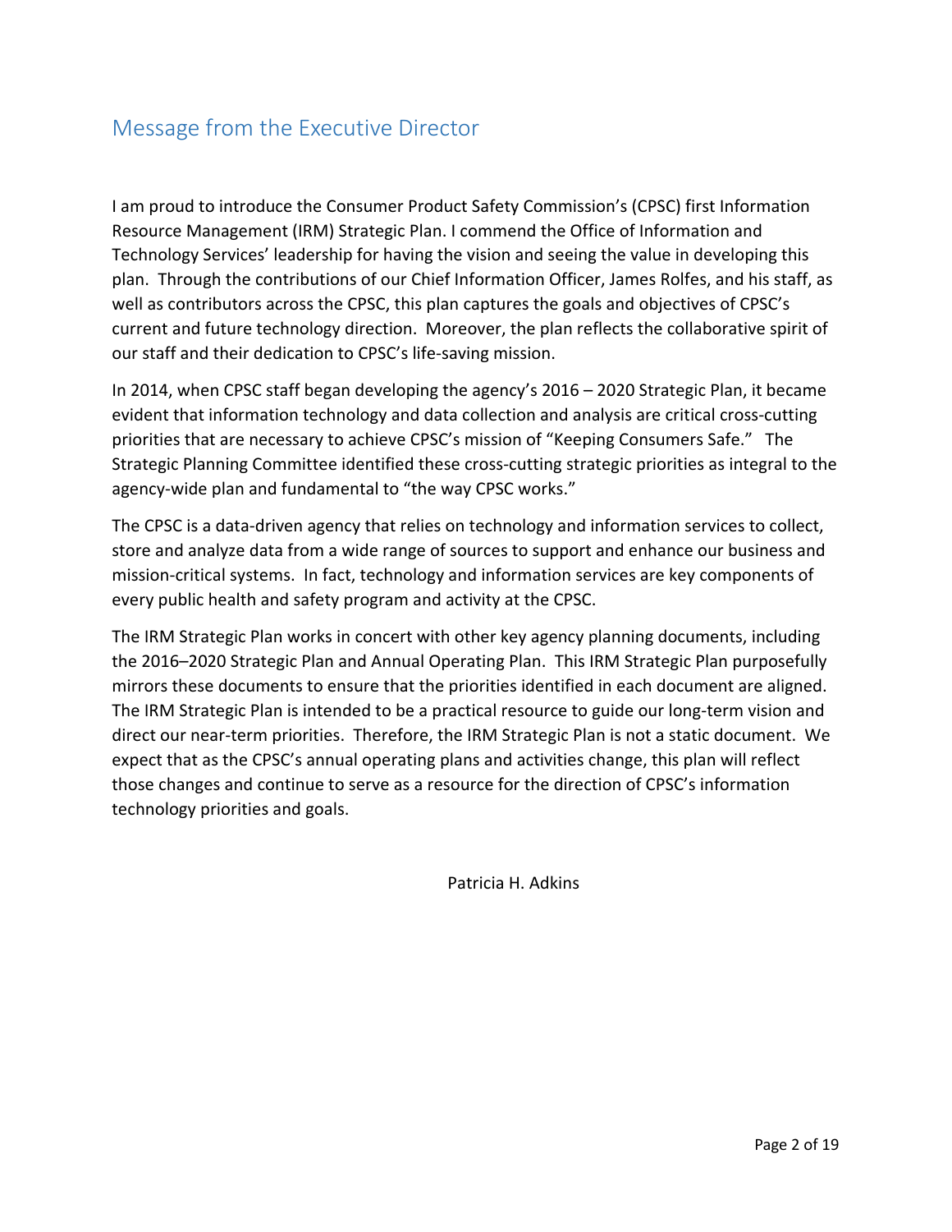## Message from the Executive Director

I am proud to introduce the Consumer Product Safety Commission's (CPSC) first Information Resource Management (IRM) Strategic Plan. I commend the Office of Information and Technology Services' leadership for having the vision and seeing the value in developing this plan. Through the contributions of our Chief Information Officer, James Rolfes, and his staff, as well as contributors across the CPSC, this plan captures the goals and objectives of CPSC's current and future technology direction. Moreover, the plan reflects the collaborative spirit of our staff and their dedication to CPSC's life-saving mission.

In 2014, when CPSC staff began developing the agency's 2016 – 2020 Strategic Plan, it became evident that information technology and data collection and analysis are critical cross-cutting priorities that are necessary to achieve CPSC's mission of "Keeping Consumers Safe." The Strategic Planning Committee identified these cross-cutting strategic priorities as integral to the agency-wide plan and fundamental to "the way CPSC works."

The CPSC is a data-driven agency that relies on technology and information services to collect, store and analyze data from a wide range of sources to support and enhance our business and mission-critical systems. In fact, technology and information services are key components of every public health and safety program and activity at the CPSC.

The IRM Strategic Plan works in concert with other key agency planning documents, including the 2016–2020 Strategic Plan and Annual Operating Plan. This IRM Strategic Plan purposefully mirrors these documents to ensure that the priorities identified in each document are aligned. The IRM Strategic Plan is intended to be a practical resource to guide our long-term vision and direct our near-term priorities. Therefore, the IRM Strategic Plan is not a static document. We expect that as the CPSC's annual operating plans and activities change, this plan will reflect those changes and continue to serve as a resource for the direction of CPSC's information technology priorities and goals.

Patricia H. Adkins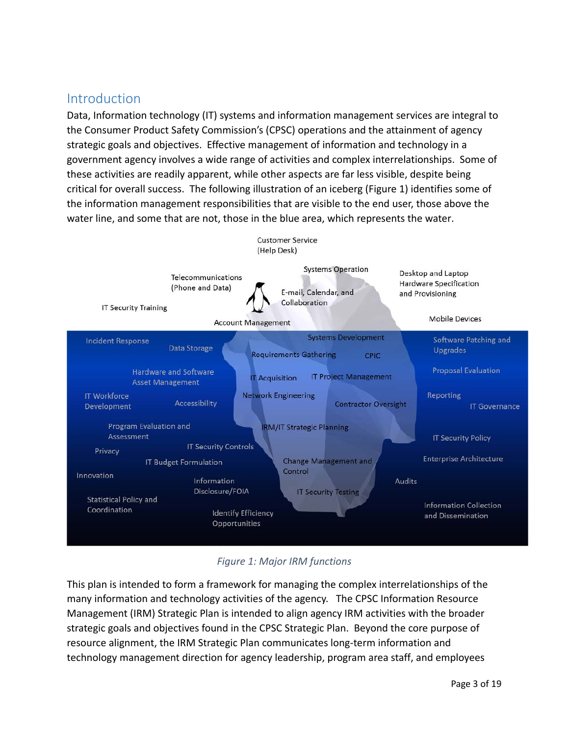## Introduction

Data, Information technology (IT) systems and information management services are integral to the Consumer Product Safety Commission's (CPSC) operations and the attainment of agency strategic goals and objectives. Effective management of information and technology in a government agency involves a wide range of activities and complex interrelationships. Some of these activities are readily apparent, while other aspects are far less visible, despite being critical for overall success. The following illustration of an iceberg (Figure 1) identifies some of the information management responsibilities that are visible to the end user, those above the water line, and some that are not, those in the blue area, which represents the water.

Customer Service (Help Desk)
Systems Operation
Telecommunications (Phone and Data)
Desktop and Laptop Hardware Specification and Provisioning
E-mail, Calendar, and Collaboration
IT Security Training
Mobile Devices
Account Management

Incident Response
Data Storage
Systems Development
Software Patching and Upgrades
Requirements Gathering
CPIC
Hardware and Software Asset Management
IT Acquisition
IT Project Management
Proposal Evaluation
IT Workforce Development
Accessibility
Network Engineering
Reporting
Contractor Oversight
IT Governance
Program Evaluation and Assessment
IRM/IT Strategic Planning
IT Security Policy
Privacy
IT Security Controls
IT Budget Formulation
Change Management and Control
Enterprise Architecture
Innovation
Information Disclosure/FOIA
Audits
IT Security Testing
Statistical Policy and Coordination
Information Collection and Dissemination
Identify Efficiency Opportunities

*Figure 1: Major IRM functions*

This plan is intended to form a framework for managing the complex interrelationships of the many information and technology activities of the agency. The CPSC Information Resource Management (IRM) Strategic Plan is intended to align agency IRM activities with the broader strategic goals and objectives found in the CPSC Strategic Plan. Beyond the core purpose of resource alignment, the IRM Strategic Plan communicates long-term information and technology management direction for agency leadership, program area staff, and employees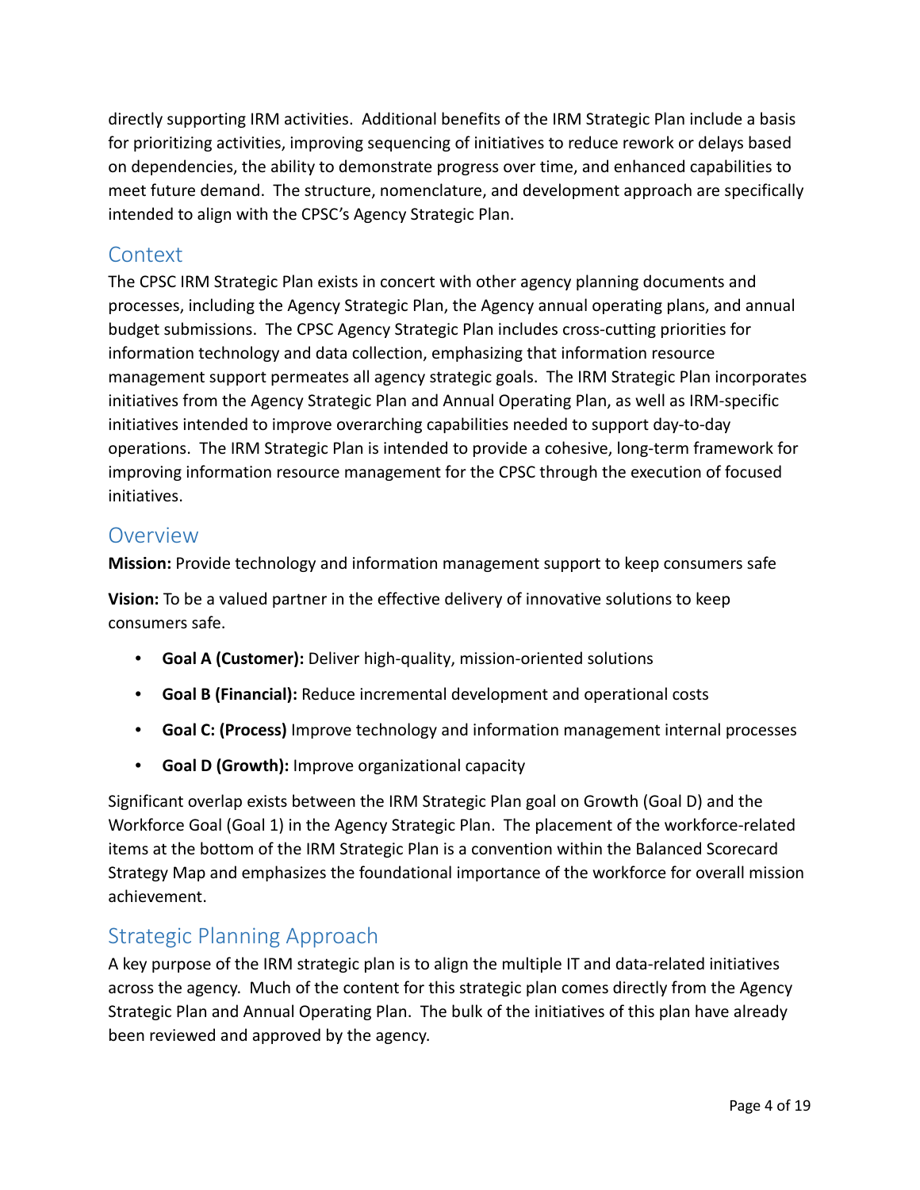directly supporting IRM activities. Additional benefits of the IRM Strategic Plan include a basis for prioritizing activities, improving sequencing of initiatives to reduce rework or delays based on dependencies, the ability to demonstrate progress over time, and enhanced capabilities to meet future demand. The structure, nomenclature, and development approach are specifically intended to align with the CPSC's Agency Strategic Plan.

## Context

The CPSC IRM Strategic Plan exists in concert with other agency planning documents and processes, including the Agency Strategic Plan, the Agency annual operating plans, and annual budget submissions. The CPSC Agency Strategic Plan includes cross-cutting priorities for information technology and data collection, emphasizing that information resource management support permeates all agency strategic goals. The IRM Strategic Plan incorporates initiatives from the Agency Strategic Plan and Annual Operating Plan, as well as IRM-specific initiatives intended to improve overarching capabilities needed to support day-to-day operations. The IRM Strategic Plan is intended to provide a cohesive, long-term framework for improving information resource management for the CPSC through the execution of focused initiatives.

## Overview

**Mission:** Provide technology and information management support to keep consumers safe

**Vision:** To be a valued partner in the effective delivery of innovative solutions to keep consumers safe.

- **Goal A (Customer):** Deliver high-quality, mission-oriented solutions
- **Goal B (Financial):** Reduce incremental development and operational costs
- **Goal C: (Process)** Improve technology and information management internal processes
- **Goal D (Growth):** Improve organizational capacity

Significant overlap exists between the IRM Strategic Plan goal on Growth (Goal D) and the Workforce Goal (Goal 1) in the Agency Strategic Plan. The placement of the workforce-related items at the bottom of the IRM Strategic Plan is a convention within the Balanced Scorecard Strategy Map and emphasizes the foundational importance of the workforce for overall mission achievement.

## Strategic Planning Approach

A key purpose of the IRM strategic plan is to align the multiple IT and data-related initiatives across the agency. Much of the content for this strategic plan comes directly from the Agency Strategic Plan and Annual Operating Plan. The bulk of the initiatives of this plan have already been reviewed and approved by the agency.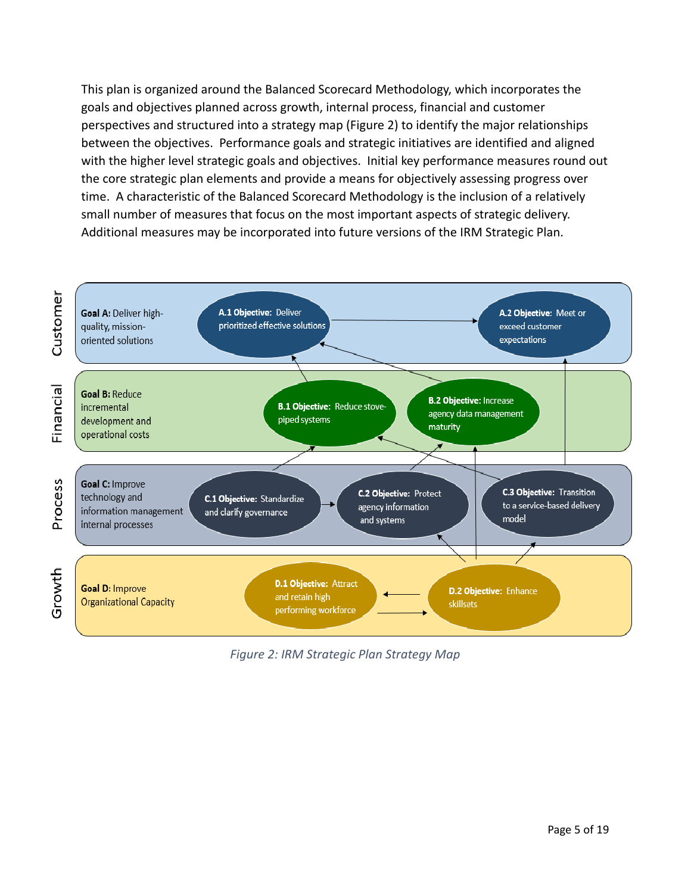This plan is organized around the Balanced Scorecard Methodology, which incorporates the goals and objectives planned across growth, internal process, financial and customer perspectives and structured into a strategy map (Figure 2) to identify the major relationships between the objectives. Performance goals and strategic initiatives are identified and aligned with the higher level strategic goals and objectives. Initial key performance measures round out the core strategic plan elements and provide a means for objectively assessing progress over time. A characteristic of the Balanced Scorecard Methodology is the inclusion of a relatively small number of measures that focus on the most important aspects of strategic delivery. Additional measures may be incorporated into future versions of the IRM Strategic Plan.

**Customer**

**Goal A:** Deliver high-quality, mission-oriented solutions

- **A.1 Objective:** Deliver prioritized effective solutions
- **A.2 Objective:** Meet or exceed customer expectations

**Financial**

**Goal B:** Reduce incremental development and operational costs

- **B.1 Objective:** Reduce stove-piped systems
- **B.2 Objective:** Increase agency data management maturity

**Process**

**Goal C:** Improve technology and information management internal processes

- **C.1 Objective:** Standardize and clarify governance
- **C.2 Objective:** Protect agency information and systems
- **C.3 Objective:** Transition to a service-based delivery model

**Growth**

**Goal D:** Improve Organizational Capacity

- **D.1 Objective:** Attract and retain high performing workforce
- **D.2 Objective:** Enhance skillsets

*Figure 2: IRM Strategic Plan Strategy Map*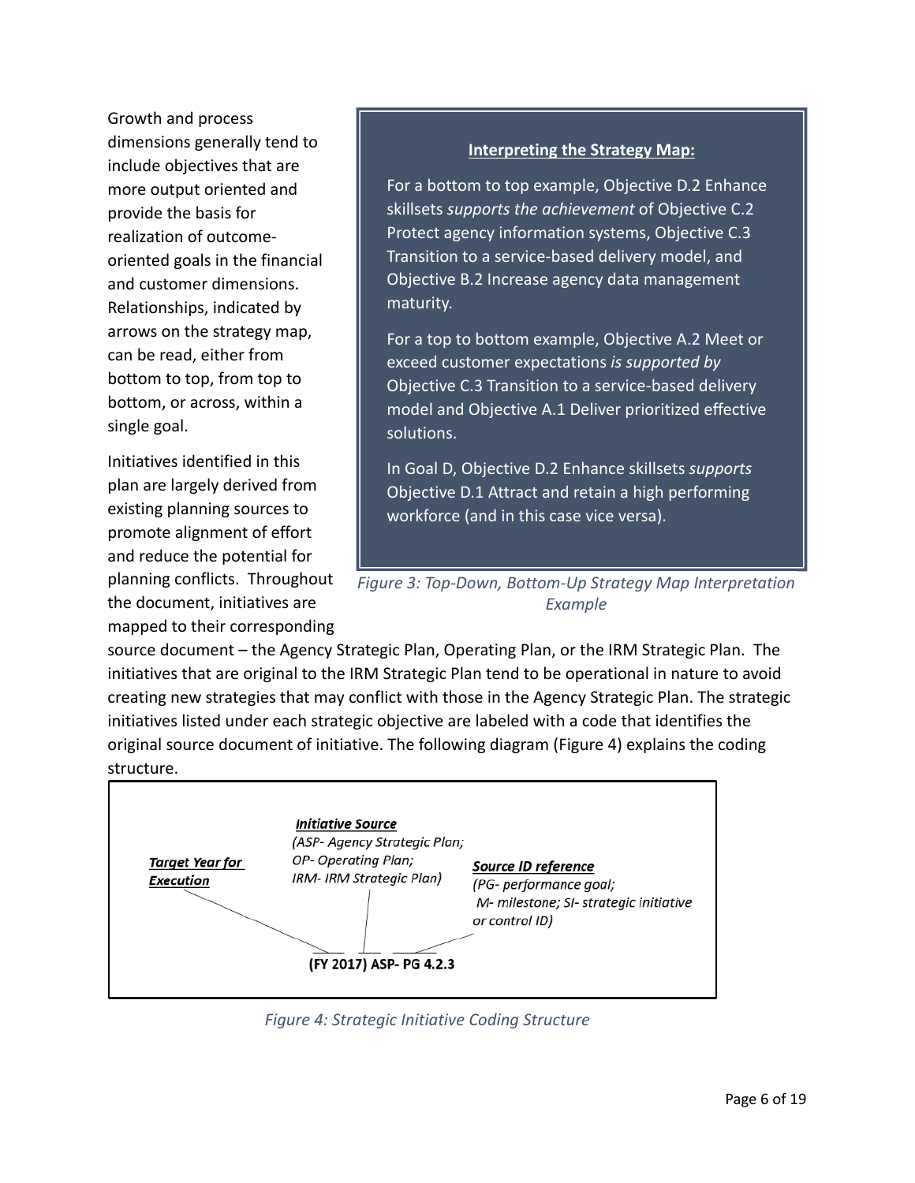Growth and process dimensions generally tend to include objectives that are more output oriented and provide the basis for realization of outcome-oriented goals in the financial and customer dimensions. Relationships, indicated by arrows on the strategy map, can be read, either from bottom to top, from top to bottom, or across, within a single goal.

> **Interpreting the Strategy Map:**
>
> For a bottom to top example, Objective D.2 Enhance skillsets *supports the achievement* of Objective C.2 Protect agency information systems, Objective C.3 Transition to a service-based delivery model, and Objective B.2 Increase agency data management maturity.
>
> For a top to bottom example, Objective A.2 Meet or exceed customer expectations *is supported by* Objective C.3 Transition to a service-based delivery model and Objective A.1 Deliver prioritized effective solutions.
>
> In Goal D, Objective D.2 Enhance skillsets *supports* Objective D.1 Attract and retain a high performing workforce (and in this case vice versa).

*Figure 3: Top-Down, Bottom-Up Strategy Map Interpretation Example*

Initiatives identified in this plan are largely derived from existing planning sources to promote alignment of effort and reduce the potential for planning conflicts. Throughout the document, initiatives are mapped to their corresponding source document – the Agency Strategic Plan, Operating Plan, or the IRM Strategic Plan. The initiatives that are original to the IRM Strategic Plan tend to be operational in nature to avoid creating new strategies that may conflict with those in the Agency Strategic Plan. The strategic initiatives listed under each strategic objective are labeled with a code that identifies the original source document of initiative. The following diagram (Figure 4) explains the coding structure.

**(FY 2017) ASP- PG 4.2.3**

- ***Target Year for Execution***: (FY 2017)
- ***Initiative Source***: ASP *(ASP- Agency Strategic Plan; OP- Operating Plan; IRM- IRM Strategic Plan)*
- ***Source ID reference***: PG 4.2.3 *(PG- performance goal; M- milestone; SI- strategic initiative or control ID)*

*Figure 4: Strategic Initiative Coding Structure*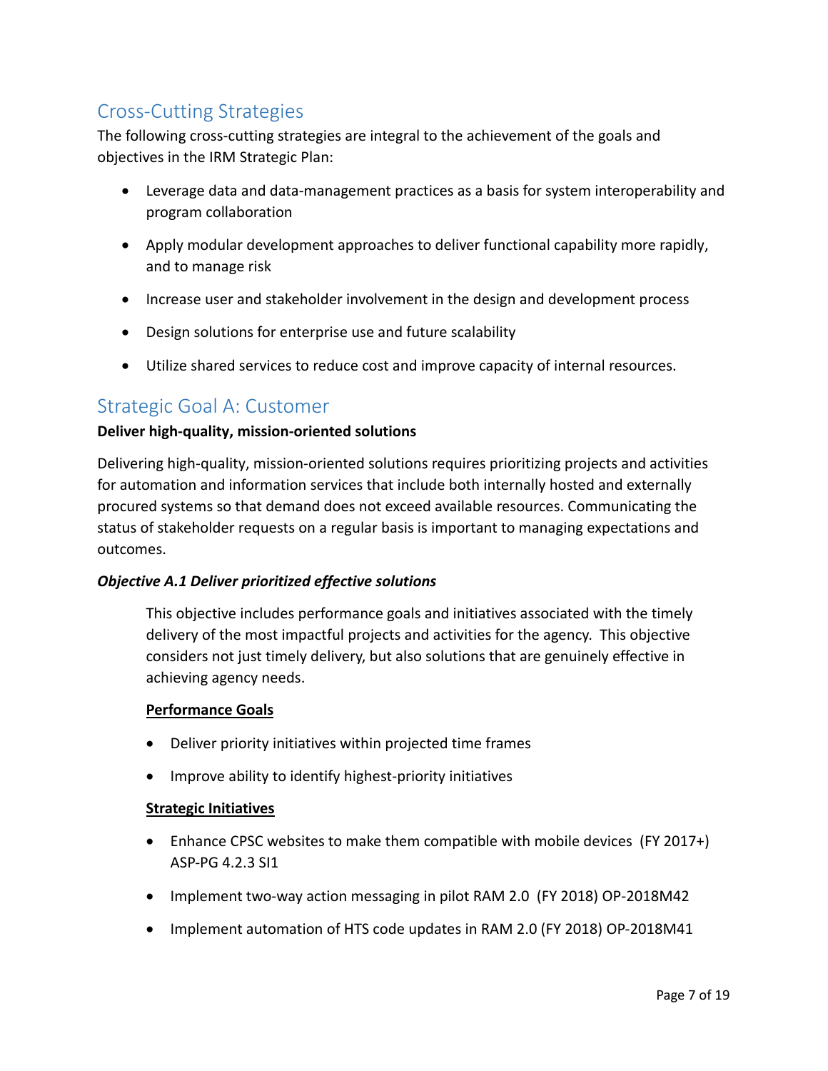## Cross-Cutting Strategies

The following cross-cutting strategies are integral to the achievement of the goals and objectives in the IRM Strategic Plan:

- Leverage data and data-management practices as a basis for system interoperability and program collaboration
- Apply modular development approaches to deliver functional capability more rapidly, and to manage risk
- Increase user and stakeholder involvement in the design and development process
- Design solutions for enterprise use and future scalability
- Utilize shared services to reduce cost and improve capacity of internal resources.

## Strategic Goal A: Customer

**Deliver high-quality, mission-oriented solutions**

Delivering high-quality, mission-oriented solutions requires prioritizing projects and activities for automation and information services that include both internally hosted and externally procured systems so that demand does not exceed available resources. Communicating the status of stakeholder requests on a regular basis is important to managing expectations and outcomes.

***Objective A.1 Deliver prioritized effective solutions***

This objective includes performance goals and initiatives associated with the timely delivery of the most impactful projects and activities for the agency. This objective considers not just timely delivery, but also solutions that are genuinely effective in achieving agency needs.

**Performance Goals**

- Deliver priority initiatives within projected time frames
- Improve ability to identify highest-priority initiatives

**Strategic Initiatives**

- Enhance CPSC websites to make them compatible with mobile devices (FY 2017+) ASP-PG 4.2.3 SI1
- Implement two-way action messaging in pilot RAM 2.0 (FY 2018) OP-2018M42
- Implement automation of HTS code updates in RAM 2.0 (FY 2018) OP-2018M41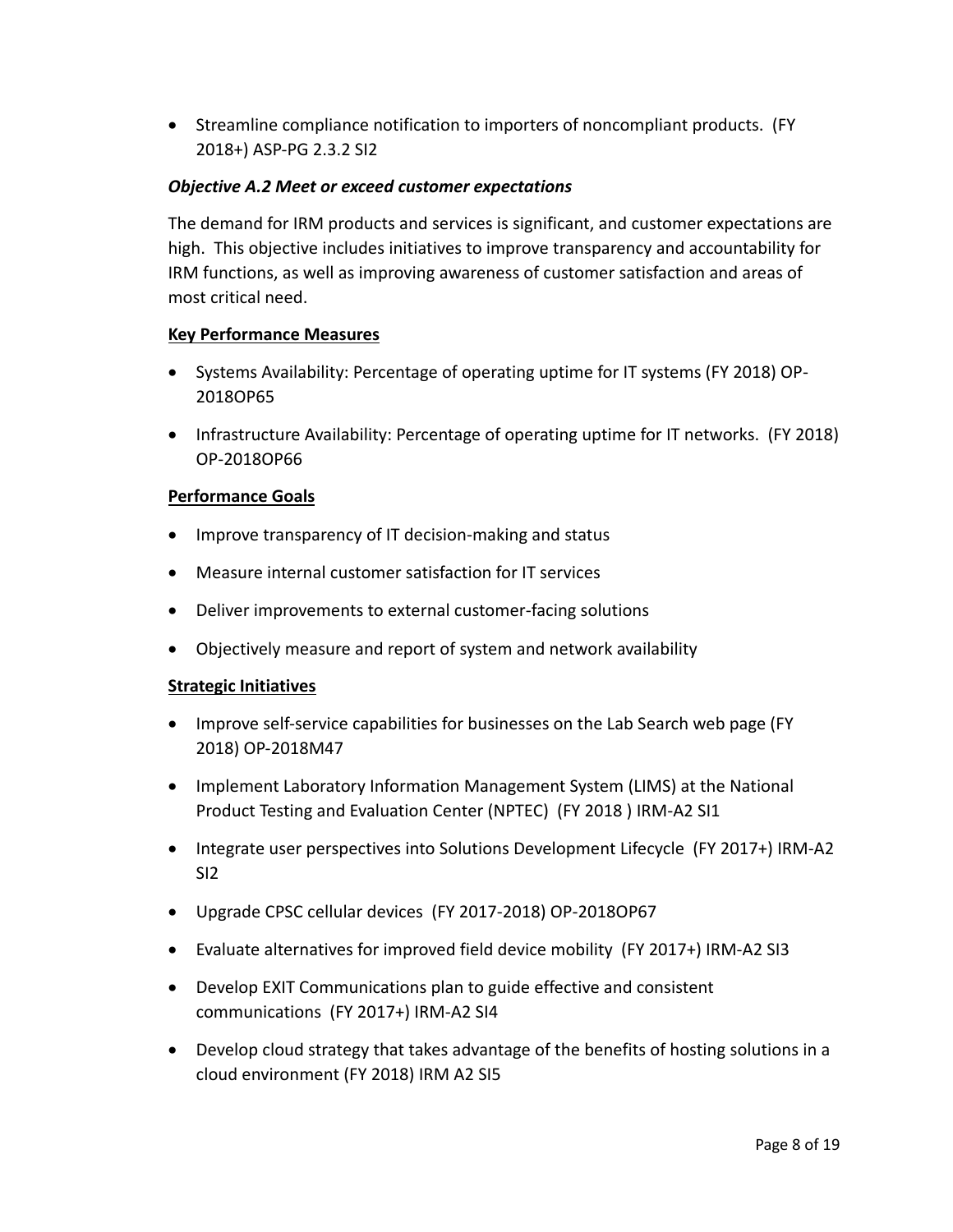- Streamline compliance notification to importers of noncompliant products. (FY 2018+) ASP-PG 2.3.2 SI2

### *Objective A.2 Meet or exceed customer expectations*

The demand for IRM products and services is significant, and customer expectations are high. This objective includes initiatives to improve transparency and accountability for IRM functions, as well as improving awareness of customer satisfaction and areas of most critical need.

**Key Performance Measures**

- Systems Availability: Percentage of operating uptime for IT systems (FY 2018) OP-2018OP65
- Infrastructure Availability: Percentage of operating uptime for IT networks. (FY 2018) OP-2018OP66

**Performance Goals**

- Improve transparency of IT decision-making and status
- Measure internal customer satisfaction for IT services
- Deliver improvements to external customer-facing solutions
- Objectively measure and report of system and network availability

**Strategic Initiatives**

- Improve self-service capabilities for businesses on the Lab Search web page (FY 2018) OP-2018M47
- Implement Laboratory Information Management System (LIMS) at the National Product Testing and Evaluation Center (NPTEC) (FY 2018 ) IRM-A2 SI1
- Integrate user perspectives into Solutions Development Lifecycle (FY 2017+) IRM-A2 SI2
- Upgrade CPSC cellular devices (FY 2017-2018) OP-2018OP67
- Evaluate alternatives for improved field device mobility (FY 2017+) IRM-A2 SI3
- Develop EXIT Communications plan to guide effective and consistent communications (FY 2017+) IRM-A2 SI4
- Develop cloud strategy that takes advantage of the benefits of hosting solutions in a cloud environment (FY 2018) IRM A2 SI5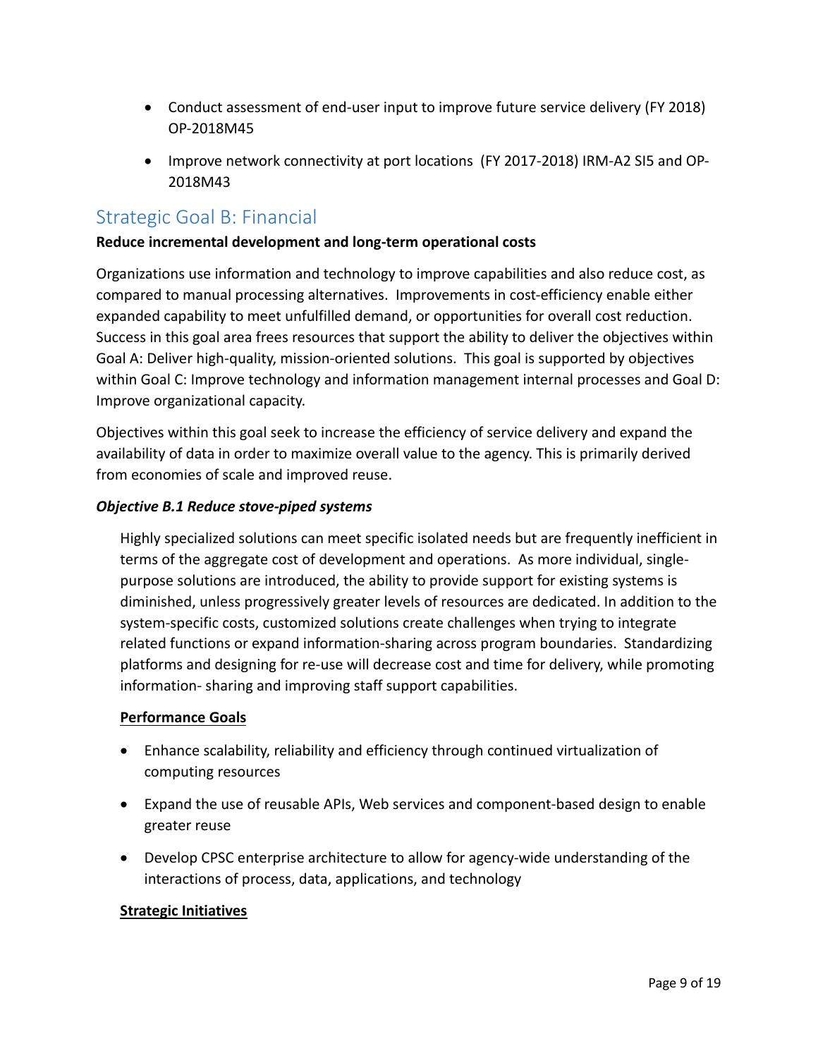- Conduct assessment of end-user input to improve future service delivery (FY 2018) OP-2018M45
- Improve network connectivity at port locations (FY 2017-2018) IRM-A2 SI5 and OP-2018M43

## Strategic Goal B: Financial

**Reduce incremental development and long-term operational costs**

Organizations use information and technology to improve capabilities and also reduce cost, as compared to manual processing alternatives. Improvements in cost-efficiency enable either expanded capability to meet unfulfilled demand, or opportunities for overall cost reduction. Success in this goal area frees resources that support the ability to deliver the objectives within Goal A: Deliver high-quality, mission-oriented solutions. This goal is supported by objectives within Goal C: Improve technology and information management internal processes and Goal D: Improve organizational capacity.

Objectives within this goal seek to increase the efficiency of service delivery and expand the availability of data in order to maximize overall value to the agency. This is primarily derived from economies of scale and improved reuse.

### *Objective B.1 Reduce stove-piped systems*

Highly specialized solutions can meet specific isolated needs but are frequently inefficient in terms of the aggregate cost of development and operations. As more individual, single-purpose solutions are introduced, the ability to provide support for existing systems is diminished, unless progressively greater levels of resources are dedicated. In addition to the system-specific costs, customized solutions create challenges when trying to integrate related functions or expand information-sharing across program boundaries. Standardizing platforms and designing for re-use will decrease cost and time for delivery, while promoting information- sharing and improving staff support capabilities.

**Performance Goals**

- Enhance scalability, reliability and efficiency through continued virtualization of computing resources
- Expand the use of reusable APIs, Web services and component-based design to enable greater reuse
- Develop CPSC enterprise architecture to allow for agency-wide understanding of the interactions of process, data, applications, and technology

**Strategic Initiatives**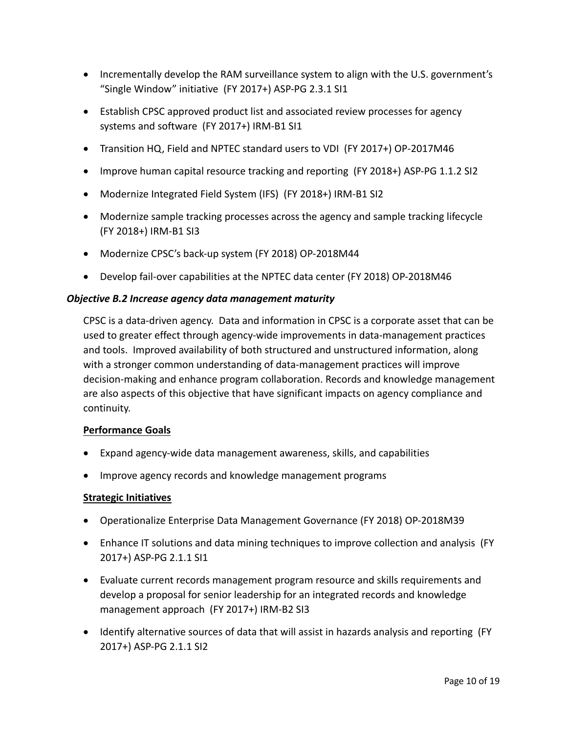- Incrementally develop the RAM surveillance system to align with the U.S. government's "Single Window" initiative (FY 2017+) ASP-PG 2.3.1 SI1
- Establish CPSC approved product list and associated review processes for agency systems and software (FY 2017+) IRM-B1 SI1
- Transition HQ, Field and NPTEC standard users to VDI (FY 2017+) OP-2017M46
- Improve human capital resource tracking and reporting (FY 2018+) ASP-PG 1.1.2 SI2
- Modernize Integrated Field System (IFS) (FY 2018+) IRM-B1 SI2
- Modernize sample tracking processes across the agency and sample tracking lifecycle (FY 2018+) IRM-B1 SI3
- Modernize CPSC's back-up system (FY 2018) OP-2018M44
- Develop fail-over capabilities at the NPTEC data center (FY 2018) OP-2018M46

### *Objective B.2 Increase agency data management maturity*

CPSC is a data-driven agency. Data and information in CPSC is a corporate asset that can be used to greater effect through agency-wide improvements in data-management practices and tools. Improved availability of both structured and unstructured information, along with a stronger common understanding of data-management practices will improve decision-making and enhance program collaboration. Records and knowledge management are also aspects of this objective that have significant impacts on agency compliance and continuity.

**Performance Goals**

- Expand agency-wide data management awareness, skills, and capabilities
- Improve agency records and knowledge management programs

**Strategic Initiatives**

- Operationalize Enterprise Data Management Governance (FY 2018) OP-2018M39
- Enhance IT solutions and data mining techniques to improve collection and analysis (FY 2017+) ASP-PG 2.1.1 SI1
- Evaluate current records management program resource and skills requirements and develop a proposal for senior leadership for an integrated records and knowledge management approach (FY 2017+) IRM-B2 SI3
- Identify alternative sources of data that will assist in hazards analysis and reporting (FY 2017+) ASP-PG 2.1.1 SI2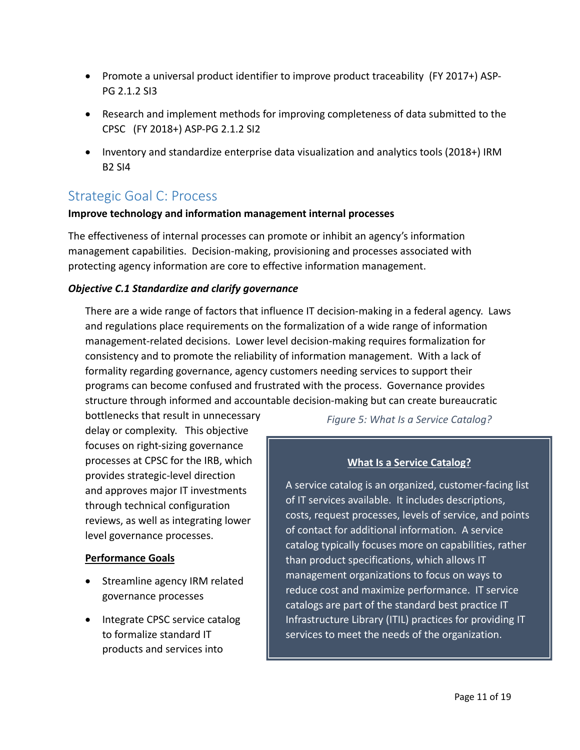- Promote a universal product identifier to improve product traceability (FY 2017+) ASP-PG 2.1.2 SI3
- Research and implement methods for improving completeness of data submitted to the CPSC (FY 2018+) ASP-PG 2.1.2 SI2
- Inventory and standardize enterprise data visualization and analytics tools (2018+) IRM B2 SI4

## Strategic Goal C: Process

**Improve technology and information management internal processes**

The effectiveness of internal processes can promote or inhibit an agency's information management capabilities. Decision-making, provisioning and processes associated with protecting agency information are core to effective information management.

### *Objective C.1 Standardize and clarify governance*

There are a wide range of factors that influence IT decision-making in a federal agency. Laws and regulations place requirements on the formalization of a wide range of information management-related decisions. Lower level decision-making requires formalization for consistency and to promote the reliability of information management. With a lack of formality regarding governance, agency customers needing services to support their programs can become confused and frustrated with the process. Governance provides structure through informed and accountable decision-making but can create bureaucratic bottlenecks that result in unnecessary delay or complexity. This objective focuses on right-sizing governance processes at CPSC for the IRB, which provides strategic-level direction and approves major IT investments through technical configuration reviews, as well as integrating lower level governance processes.

*Figure 5: What Is a Service Catalog?*

> **What Is a Service Catalog?**
>
> A service catalog is an organized, customer-facing list of IT services available. It includes descriptions, costs, request processes, levels of service, and points of contact for additional information. A service catalog typically focuses more on capabilities, rather than product specifications, which allows IT management organizations to focus on ways to reduce cost and maximize performance. IT service catalogs are part of the standard best practice IT Infrastructure Library (ITIL) practices for providing IT services to meet the needs of the organization.

**Performance Goals**

- Streamline agency IRM related governance processes
- Integrate CPSC service catalog to formalize standard IT products and services into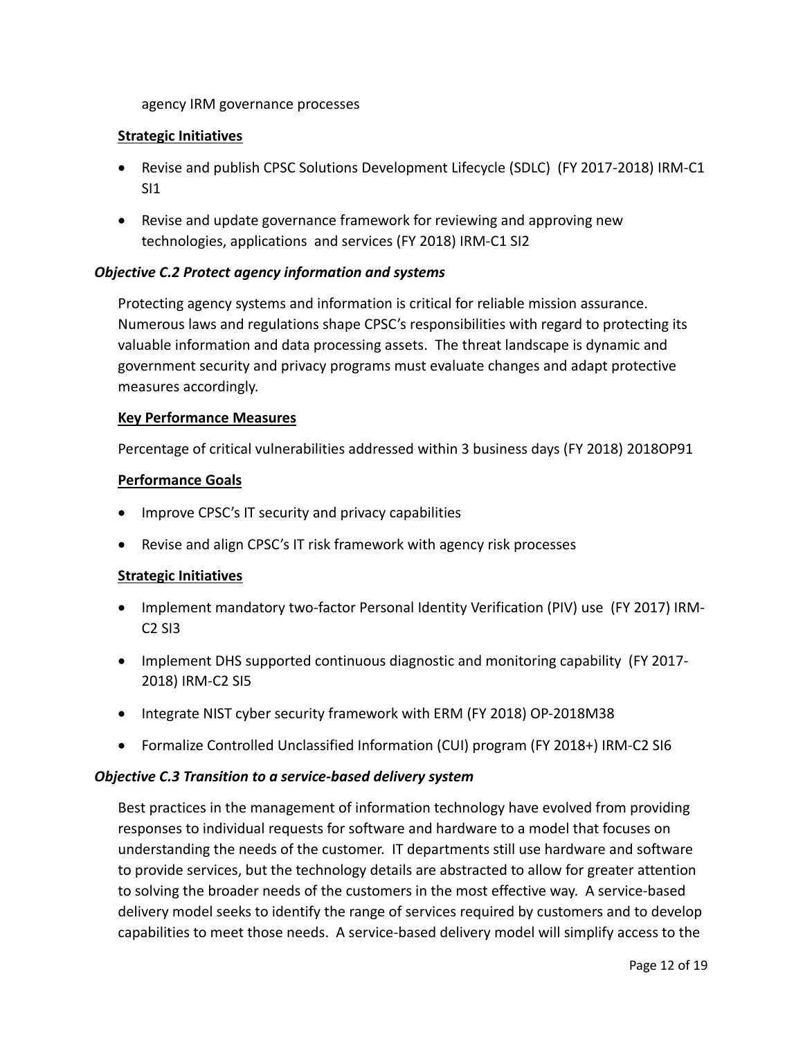agency IRM governance processes

**Strategic Initiatives**

- Revise and publish CPSC Solutions Development Lifecycle (SDLC) (FY 2017-2018) IRM-C1 SI1
- Revise and update governance framework for reviewing and approving new technologies, applications and services (FY 2018) IRM-C1 SI2

### *Objective C.2 Protect agency information and systems*

Protecting agency systems and information is critical for reliable mission assurance. Numerous laws and regulations shape CPSC's responsibilities with regard to protecting its valuable information and data processing assets. The threat landscape is dynamic and government security and privacy programs must evaluate changes and adapt protective measures accordingly.

**Key Performance Measures**

Percentage of critical vulnerabilities addressed within 3 business days (FY 2018) 2018OP91

**Performance Goals**

- Improve CPSC's IT security and privacy capabilities
- Revise and align CPSC's IT risk framework with agency risk processes

**Strategic Initiatives**

- Implement mandatory two-factor Personal Identity Verification (PIV) use (FY 2017) IRM-C2 SI3
- Implement DHS supported continuous diagnostic and monitoring capability (FY 2017-2018) IRM-C2 SI5
- Integrate NIST cyber security framework with ERM (FY 2018) OP-2018M38
- Formalize Controlled Unclassified Information (CUI) program (FY 2018+) IRM-C2 SI6

### *Objective C.3 Transition to a service-based delivery system*

Best practices in the management of information technology have evolved from providing responses to individual requests for software and hardware to a model that focuses on understanding the needs of the customer. IT departments still use hardware and software to provide services, but the technology details are abstracted to allow for greater attention to solving the broader needs of the customers in the most effective way. A service-based delivery model seeks to identify the range of services required by customers and to develop capabilities to meet those needs. A service-based delivery model will simplify access to the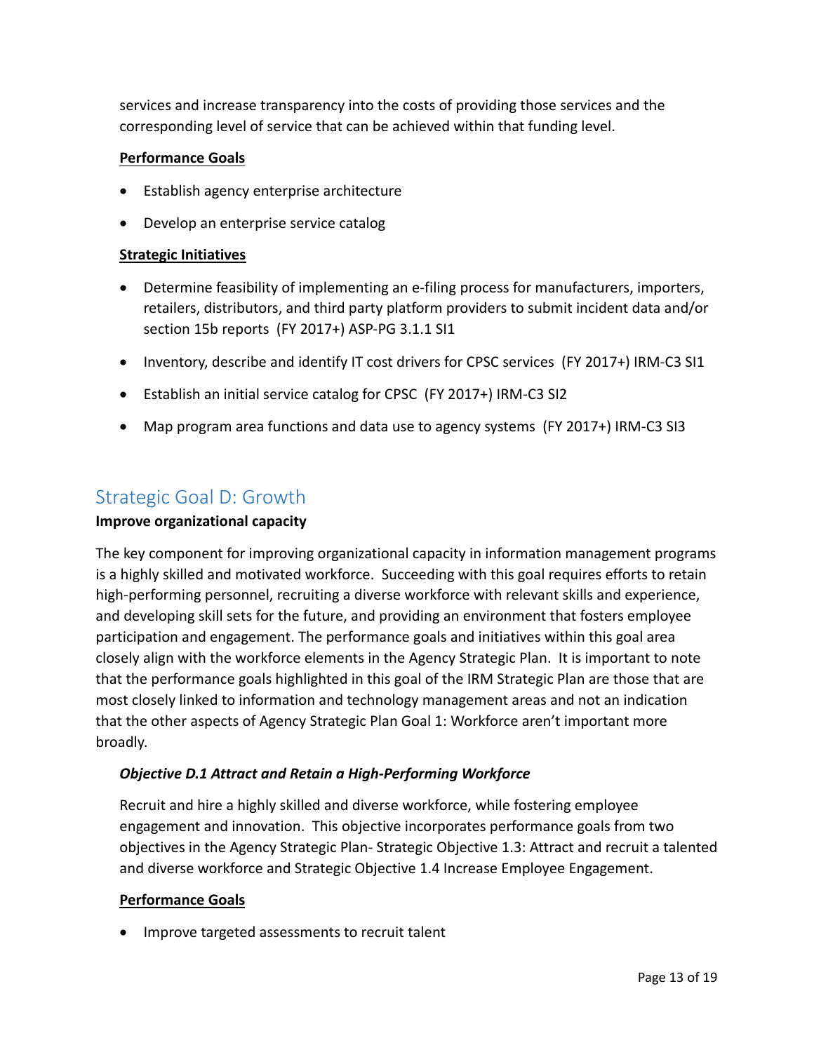services and increase transparency into the costs of providing those services and the corresponding level of service that can be achieved within that funding level.

**Performance Goals**

- Establish agency enterprise architecture
- Develop an enterprise service catalog

**Strategic Initiatives**

- Determine feasibility of implementing an e-filing process for manufacturers, importers, retailers, distributors, and third party platform providers to submit incident data and/or section 15b reports (FY 2017+) ASP-PG 3.1.1 SI1
- Inventory, describe and identify IT cost drivers for CPSC services (FY 2017+) IRM-C3 SI1
- Establish an initial service catalog for CPSC (FY 2017+) IRM-C3 SI2
- Map program area functions and data use to agency systems (FY 2017+) IRM-C3 SI3

## Strategic Goal D: Growth

**Improve organizational capacity**

The key component for improving organizational capacity in information management programs is a highly skilled and motivated workforce. Succeeding with this goal requires efforts to retain high-performing personnel, recruiting a diverse workforce with relevant skills and experience, and developing skill sets for the future, and providing an environment that fosters employee participation and engagement. The performance goals and initiatives within this goal area closely align with the workforce elements in the Agency Strategic Plan. It is important to note that the performance goals highlighted in this goal of the IRM Strategic Plan are those that are most closely linked to information and technology management areas and not an indication that the other aspects of Agency Strategic Plan Goal 1: Workforce aren't important more broadly.

### *Objective D.1 Attract and Retain a High-Performing Workforce*

Recruit and hire a highly skilled and diverse workforce, while fostering employee engagement and innovation. This objective incorporates performance goals from two objectives in the Agency Strategic Plan- Strategic Objective 1.3: Attract and recruit a talented and diverse workforce and Strategic Objective 1.4 Increase Employee Engagement.

**Performance Goals**

- Improve targeted assessments to recruit talent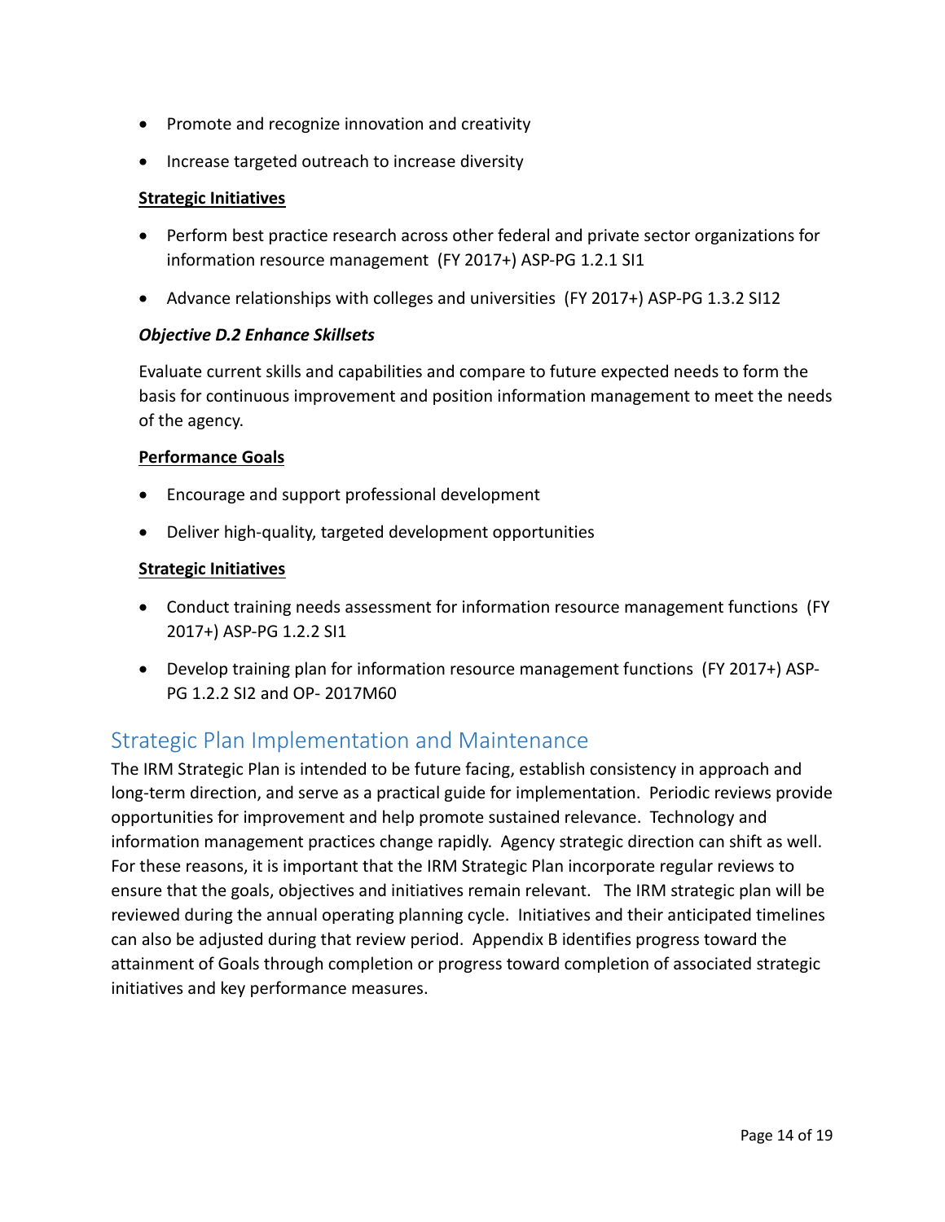- Promote and recognize innovation and creativity
- Increase targeted outreach to increase diversity

**Strategic Initiatives**

- Perform best practice research across other federal and private sector organizations for information resource management (FY 2017+) ASP-PG 1.2.1 SI1
- Advance relationships with colleges and universities (FY 2017+) ASP-PG 1.3.2 SI12

***Objective D.2 Enhance Skillsets***

Evaluate current skills and capabilities and compare to future expected needs to form the basis for continuous improvement and position information management to meet the needs of the agency.

**Performance Goals**

- Encourage and support professional development
- Deliver high-quality, targeted development opportunities

**Strategic Initiatives**

- Conduct training needs assessment for information resource management functions (FY 2017+) ASP-PG 1.2.2 SI1
- Develop training plan for information resource management functions (FY 2017+) ASP-PG 1.2.2 SI2 and OP- 2017M60

## Strategic Plan Implementation and Maintenance

The IRM Strategic Plan is intended to be future facing, establish consistency in approach and long-term direction, and serve as a practical guide for implementation. Periodic reviews provide opportunities for improvement and help promote sustained relevance. Technology and information management practices change rapidly. Agency strategic direction can shift as well. For these reasons, it is important that the IRM Strategic Plan incorporate regular reviews to ensure that the goals, objectives and initiatives remain relevant. The IRM strategic plan will be reviewed during the annual operating planning cycle. Initiatives and their anticipated timelines can also be adjusted during that review period. Appendix B identifies progress toward the attainment of Goals through completion or progress toward completion of associated strategic initiatives and key performance measures.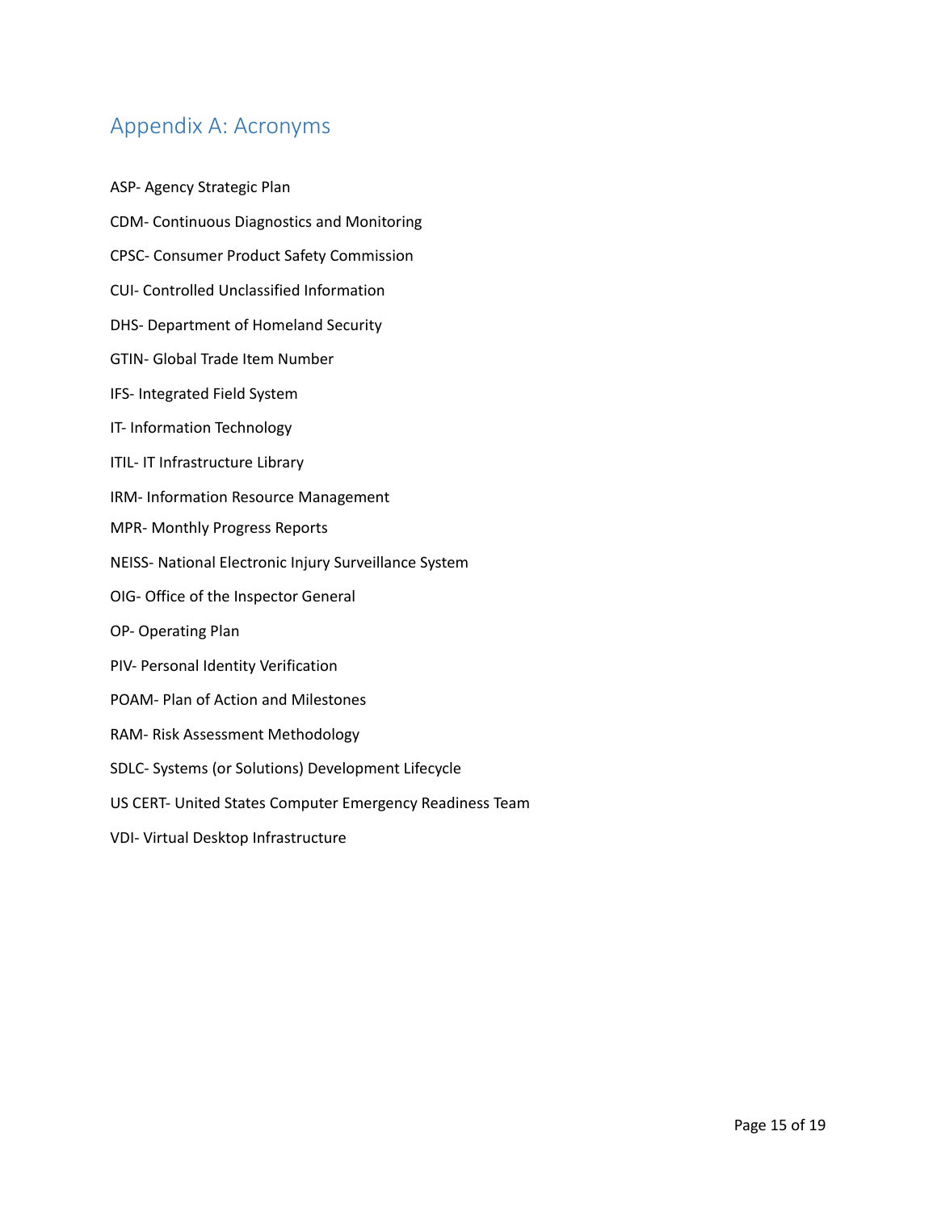## Appendix A: Acronyms

ASP- Agency Strategic Plan

CDM- Continuous Diagnostics and Monitoring

CPSC- Consumer Product Safety Commission

CUI- Controlled Unclassified Information

DHS- Department of Homeland Security

GTIN- Global Trade Item Number

IFS- Integrated Field System

IT- Information Technology

ITIL- IT Infrastructure Library

IRM- Information Resource Management

MPR- Monthly Progress Reports

NEISS- National Electronic Injury Surveillance System

OIG- Office of the Inspector General

OP- Operating Plan

PIV- Personal Identity Verification

POAM- Plan of Action and Milestones

RAM- Risk Assessment Methodology

SDLC- Systems (or Solutions) Development Lifecycle

US CERT- United States Computer Emergency Readiness Team

VDI- Virtual Desktop Infrastructure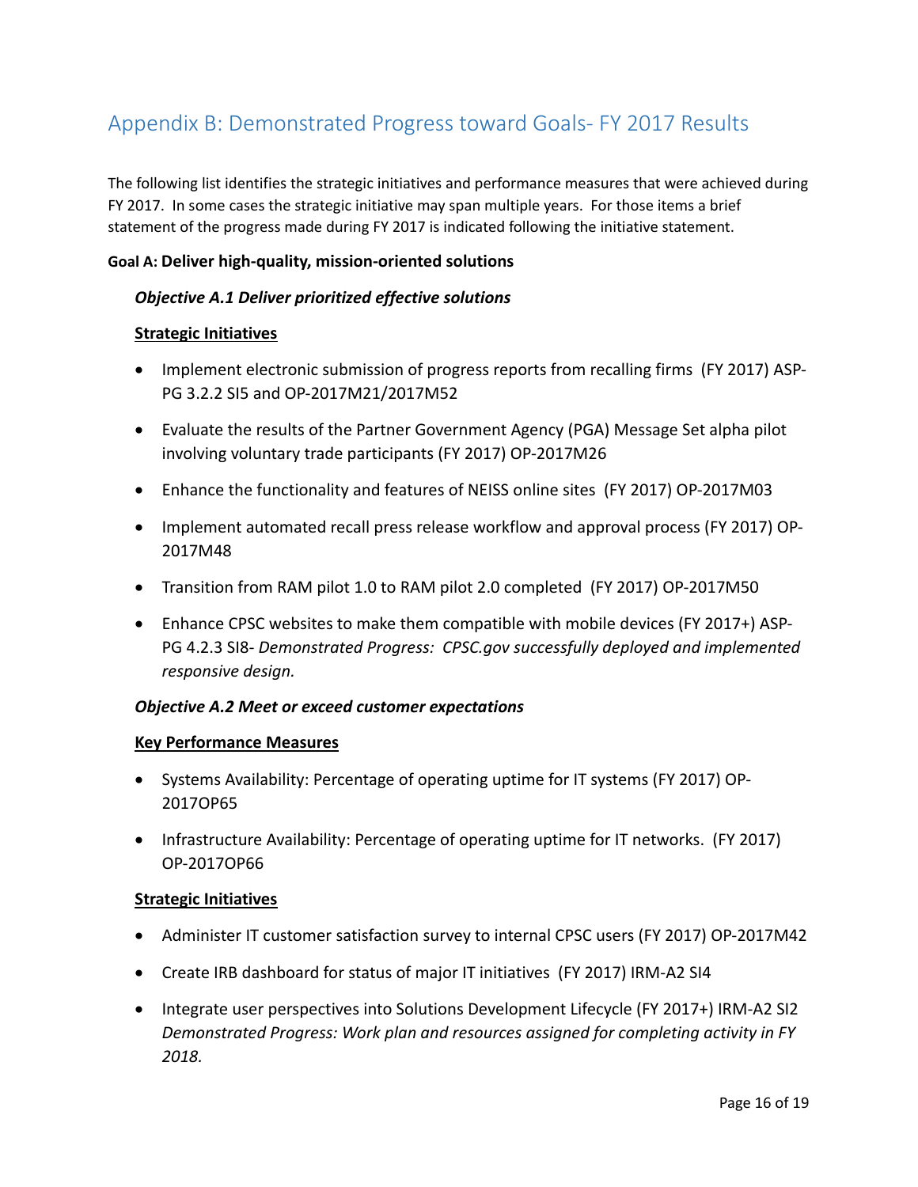## Appendix B: Demonstrated Progress toward Goals- FY 2017 Results

The following list identifies the strategic initiatives and performance measures that were achieved during FY 2017. In some cases the strategic initiative may span multiple years. For those items a brief statement of the progress made during FY 2017 is indicated following the initiative statement.

**Goal A: Deliver high-quality, mission-oriented solutions**

***Objective A.1 Deliver prioritized effective solutions***

**Strategic Initiatives**

- Implement electronic submission of progress reports from recalling firms (FY 2017) ASP-PG 3.2.2 SI5 and OP-2017M21/2017M52
- Evaluate the results of the Partner Government Agency (PGA) Message Set alpha pilot involving voluntary trade participants (FY 2017) OP-2017M26
- Enhance the functionality and features of NEISS online sites (FY 2017) OP-2017M03
- Implement automated recall press release workflow and approval process (FY 2017) OP-2017M48
- Transition from RAM pilot 1.0 to RAM pilot 2.0 completed (FY 2017) OP-2017M50
- Enhance CPSC websites to make them compatible with mobile devices (FY 2017+) ASP-PG 4.2.3 SI8- *Demonstrated Progress: CPSC.gov successfully deployed and implemented responsive design.*

***Objective A.2 Meet or exceed customer expectations***

**Key Performance Measures**

- Systems Availability: Percentage of operating uptime for IT systems (FY 2017) OP-2017OP65
- Infrastructure Availability: Percentage of operating uptime for IT networks. (FY 2017) OP-2017OP66

**Strategic Initiatives**

- Administer IT customer satisfaction survey to internal CPSC users (FY 2017) OP-2017M42
- Create IRB dashboard for status of major IT initiatives (FY 2017) IRM-A2 SI4
- Integrate user perspectives into Solutions Development Lifecycle (FY 2017+) IRM-A2 SI2 *Demonstrated Progress: Work plan and resources assigned for completing activity in FY 2018.*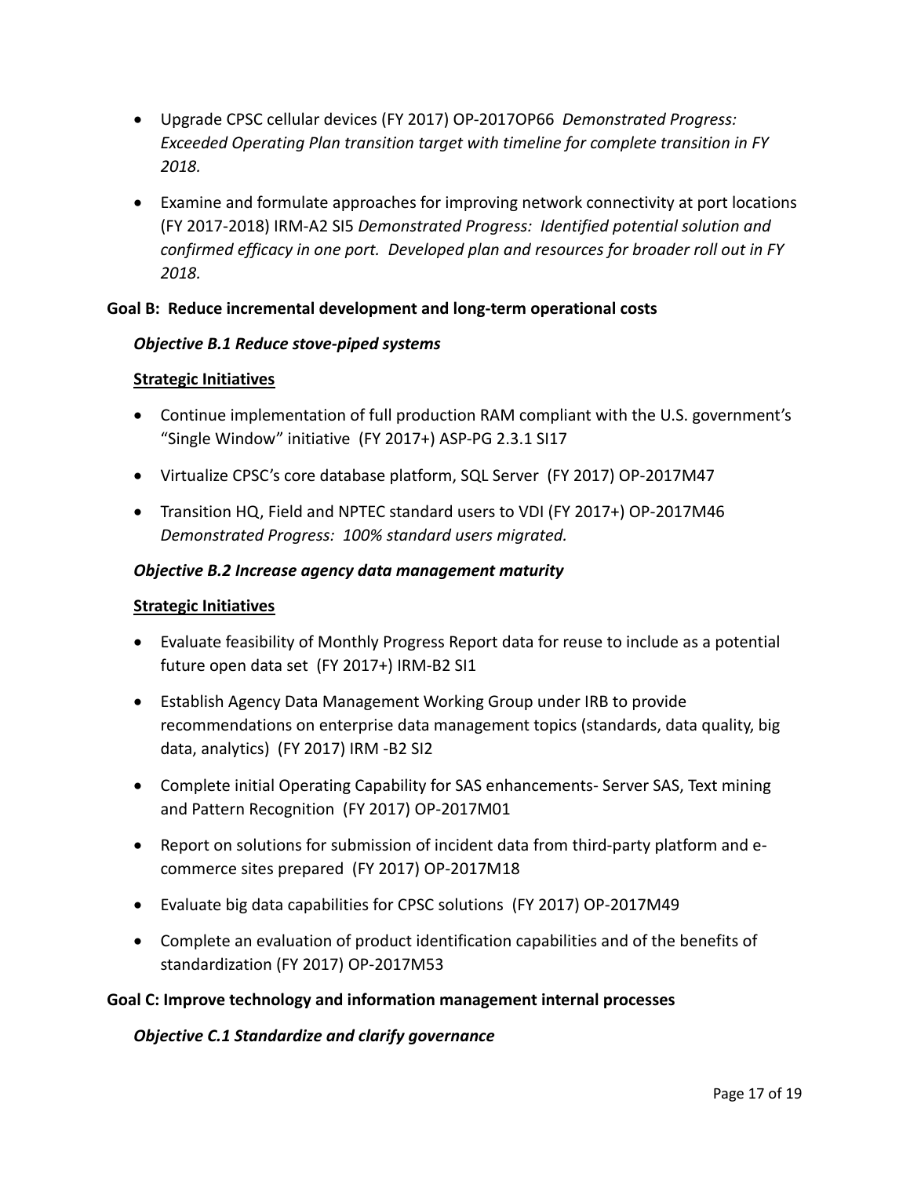- Upgrade CPSC cellular devices (FY 2017) OP-2017OP66 *Demonstrated Progress: Exceeded Operating Plan transition target with timeline for complete transition in FY 2018.*

- Examine and formulate approaches for improving network connectivity at port locations (FY 2017-2018) IRM-A2 SI5 *Demonstrated Progress: Identified potential solution and confirmed efficacy in one port. Developed plan and resources for broader roll out in FY 2018.*

**Goal B: Reduce incremental development and long-term operational costs**

***Objective B.1 Reduce stove-piped systems***

**Strategic Initiatives**

- Continue implementation of full production RAM compliant with the U.S. government's "Single Window" initiative (FY 2017+) ASP-PG 2.3.1 SI17
- Virtualize CPSC's core database platform, SQL Server (FY 2017) OP-2017M47
- Transition HQ, Field and NPTEC standard users to VDI (FY 2017+) OP-2017M46 *Demonstrated Progress: 100% standard users migrated.*

***Objective B.2 Increase agency data management maturity***

**Strategic Initiatives**

- Evaluate feasibility of Monthly Progress Report data for reuse to include as a potential future open data set (FY 2017+) IRM-B2 SI1
- Establish Agency Data Management Working Group under IRB to provide recommendations on enterprise data management topics (standards, data quality, big data, analytics) (FY 2017) IRM -B2 SI2
- Complete initial Operating Capability for SAS enhancements- Server SAS, Text mining and Pattern Recognition (FY 2017) OP-2017M01
- Report on solutions for submission of incident data from third-party platform and e-commerce sites prepared (FY 2017) OP-2017M18
- Evaluate big data capabilities for CPSC solutions (FY 2017) OP-2017M49
- Complete an evaluation of product identification capabilities and of the benefits of standardization (FY 2017) OP-2017M53

**Goal C: Improve technology and information management internal processes**

***Objective C.1 Standardize and clarify governance***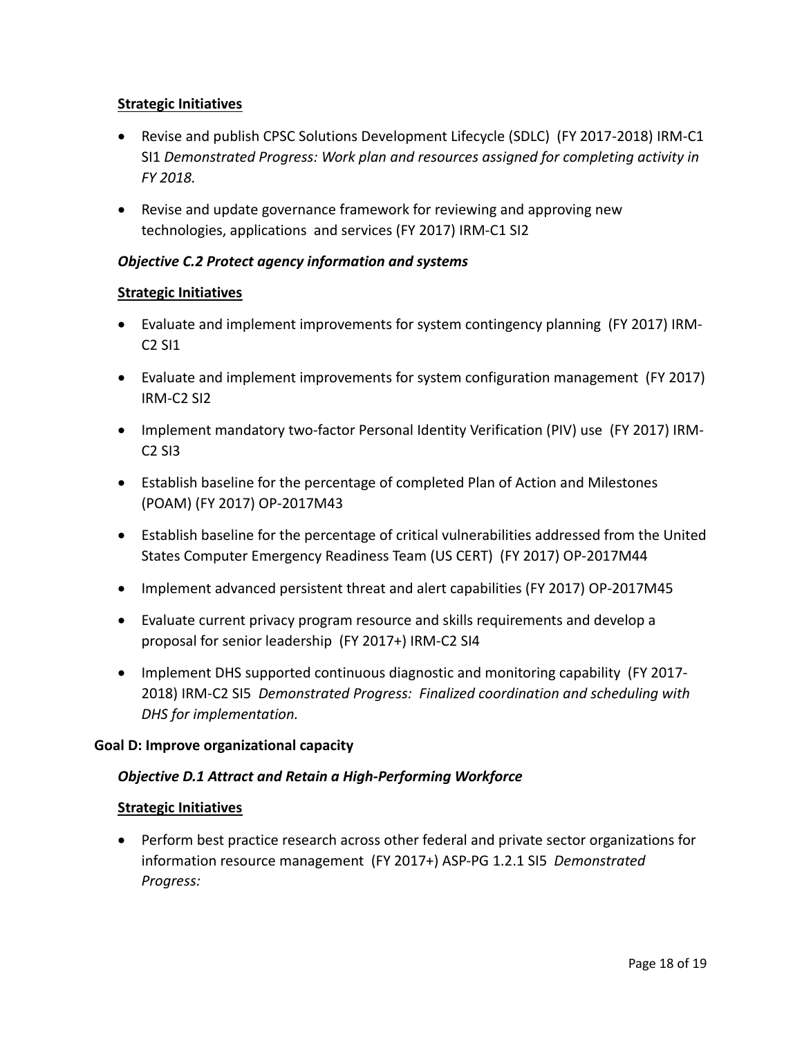**Strategic Initiatives**

- Revise and publish CPSC Solutions Development Lifecycle (SDLC) (FY 2017-2018) IRM-C1 SI1 *Demonstrated Progress: Work plan and resources assigned for completing activity in FY 2018.*
- Revise and update governance framework for reviewing and approving new technologies, applications and services (FY 2017) IRM-C1 SI2

***Objective C.2 Protect agency information and systems***

**Strategic Initiatives**

- Evaluate and implement improvements for system contingency planning (FY 2017) IRM-C2 SI1
- Evaluate and implement improvements for system configuration management (FY 2017) IRM-C2 SI2
- Implement mandatory two-factor Personal Identity Verification (PIV) use (FY 2017) IRM-C2 SI3
- Establish baseline for the percentage of completed Plan of Action and Milestones (POAM) (FY 2017) OP-2017M43
- Establish baseline for the percentage of critical vulnerabilities addressed from the United States Computer Emergency Readiness Team (US CERT) (FY 2017) OP-2017M44
- Implement advanced persistent threat and alert capabilities (FY 2017) OP-2017M45
- Evaluate current privacy program resource and skills requirements and develop a proposal for senior leadership (FY 2017+) IRM-C2 SI4
- Implement DHS supported continuous diagnostic and monitoring capability (FY 2017-2018) IRM-C2 SI5 *Demonstrated Progress: Finalized coordination and scheduling with DHS for implementation.*

**Goal D: Improve organizational capacity**

***Objective D.1 Attract and Retain a High-Performing Workforce***

**Strategic Initiatives**

- Perform best practice research across other federal and private sector organizations for information resource management (FY 2017+) ASP-PG 1.2.1 SI5 *Demonstrated Progress:*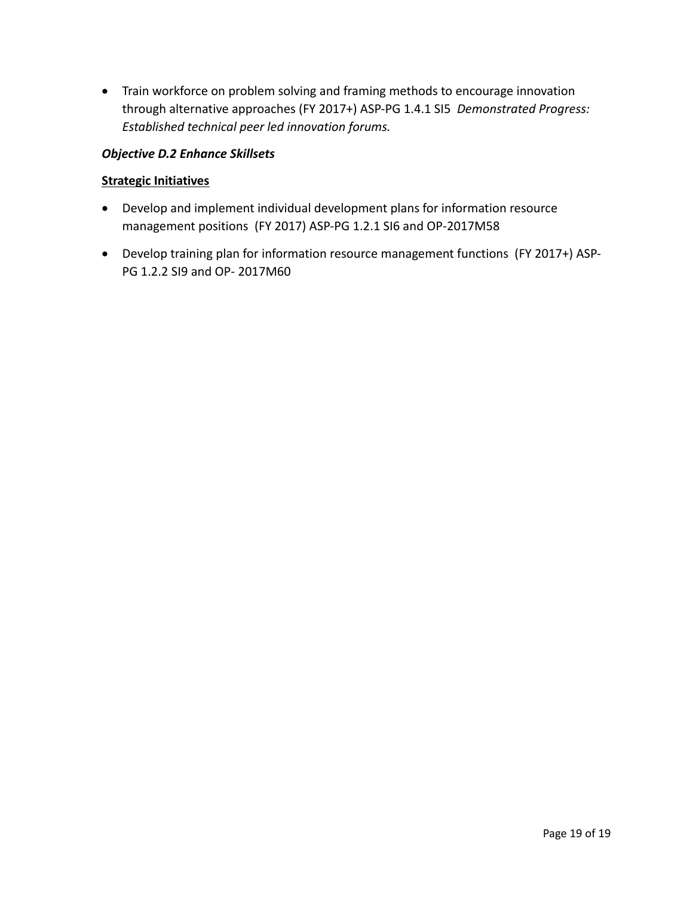- Train workforce on problem solving and framing methods to encourage innovation through alternative approaches (FY 2017+) ASP-PG 1.4.1 SI5 *Demonstrated Progress: Established technical peer led innovation forums.*

***Objective D.2 Enhance Skillsets***

**Strategic Initiatives**

- Develop and implement individual development plans for information resource management positions (FY 2017) ASP-PG 1.2.1 SI6 and OP-2017M58
- Develop training plan for information resource management functions (FY 2017+) ASP-PG 1.2.2 SI9 and OP- 2017M60